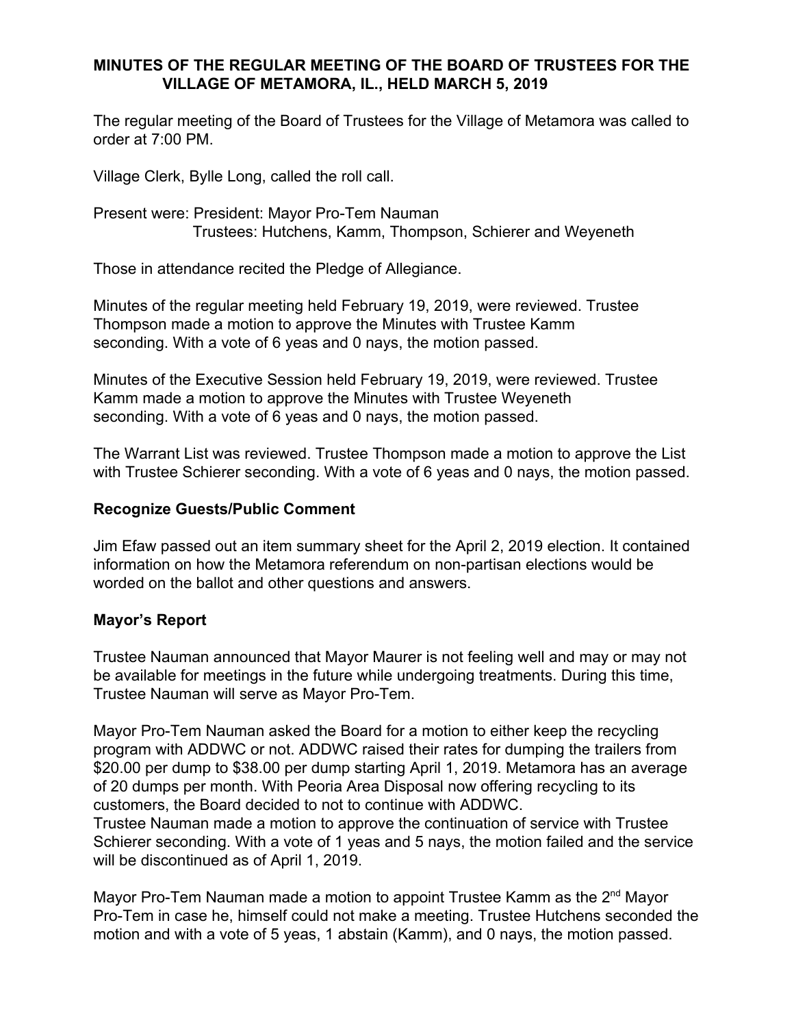# MINUTES OF THE REGULAR MEETING OF THE BOARD OF TRUSTEES FOR THE VILLAGE OF METAMORA, IL., HELD MARCH 5, 2019

The regular meeting of the Board of Trustees for the Village of Metamora was called to order at 7:00 PM.

Village Clerk, Bylle Long, called the roll call.

Present were: President: Mayor Pro-Tem Nauman
Trustees: Hutchens, Kamm, Thompson, Schierer and Weyeneth

Those in attendance recited the Pledge of Allegiance.

Minutes of the regular meeting held February 19, 2019, were reviewed. Trustee Thompson made a motion to approve the Minutes with Trustee Kamm seconding. With a vote of 6 yeas and 0 nays, the motion passed.

Minutes of the Executive Session held February 19, 2019, were reviewed. Trustee Kamm made a motion to approve the Minutes with Trustee Weyeneth seconding. With a vote of 6 yeas and 0 nays, the motion passed.

The Warrant List was reviewed. Trustee Thompson made a motion to approve the List with Trustee Schierer seconding. With a vote of 6 yeas and 0 nays, the motion passed.

## Recognize Guests/Public Comment

Jim Efaw passed out an item summary sheet for the April 2, 2019 election. It contained information on how the Metamora referendum on non-partisan elections would be worded on the ballot and other questions and answers.

## Mayor's Report

Trustee Nauman announced that Mayor Maurer is not feeling well and may or may not be available for meetings in the future while undergoing treatments. During this time, Trustee Nauman will serve as Mayor Pro-Tem.

Mayor Pro-Tem Nauman asked the Board for a motion to either keep the recycling program with ADDWC or not. ADDWC raised their rates for dumping the trailers from $20.00 per dump to $38.00 per dump starting April 1, 2019. Metamora has an average of 20 dumps per month. With Peoria Area Disposal now offering recycling to its customers, the Board decided to not to continue with ADDWC.
Trustee Nauman made a motion to approve the continuation of service with Trustee Schierer seconding. With a vote of 1 yeas and 5 nays, the motion failed and the service will be discontinued as of April 1, 2019.

Mayor Pro-Tem Nauman made a motion to appoint Trustee Kamm as the 2nd Mayor Pro-Tem in case he, himself could not make a meeting. Trustee Hutchens seconded the motion and with a vote of 5 yeas, 1 abstain (Kamm), and 0 nays, the motion passed.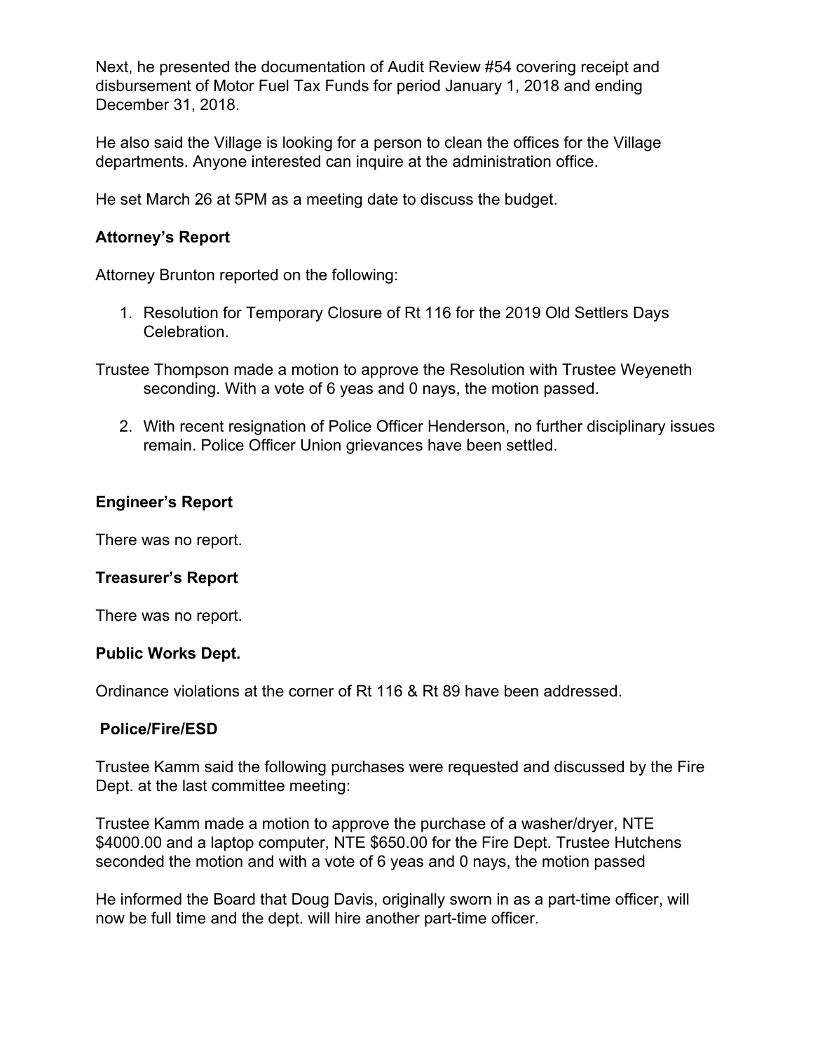Next, he presented the documentation of Audit Review #54 covering receipt and disbursement of Motor Fuel Tax Funds for period January 1, 2018 and ending December 31, 2018.

He also said the Village is looking for a person to clean the offices for the Village departments. Anyone interested can inquire at the administration office.

He set March 26 at 5PM as a meeting date to discuss the budget.

**Attorney's Report**

Attorney Brunton reported on the following:

1. Resolution for Temporary Closure of Rt 116 for the 2019 Old Settlers Days Celebration.

Trustee Thompson made a motion to approve the Resolution with Trustee Weyeneth seconding. With a vote of 6 yeas and 0 nays, the motion passed.

2. With recent resignation of Police Officer Henderson, no further disciplinary issues remain. Police Officer Union grievances have been settled.

**Engineer's Report**

There was no report.

**Treasurer's Report**

There was no report.

**Public Works Dept.**

Ordinance violations at the corner of Rt 116 & Rt 89 have been addressed.

**Police/Fire/ESD**

Trustee Kamm said the following purchases were requested and discussed by the Fire Dept. at the last committee meeting:

Trustee Kamm made a motion to approve the purchase of a washer/dryer, NTE $4000.00 and a laptop computer, NTE $650.00 for the Fire Dept. Trustee Hutchens seconded the motion and with a vote of 6 yeas and 0 nays, the motion passed

He informed the Board that Doug Davis, originally sworn in as a part-time officer, will now be full time and the dept. will hire another part-time officer.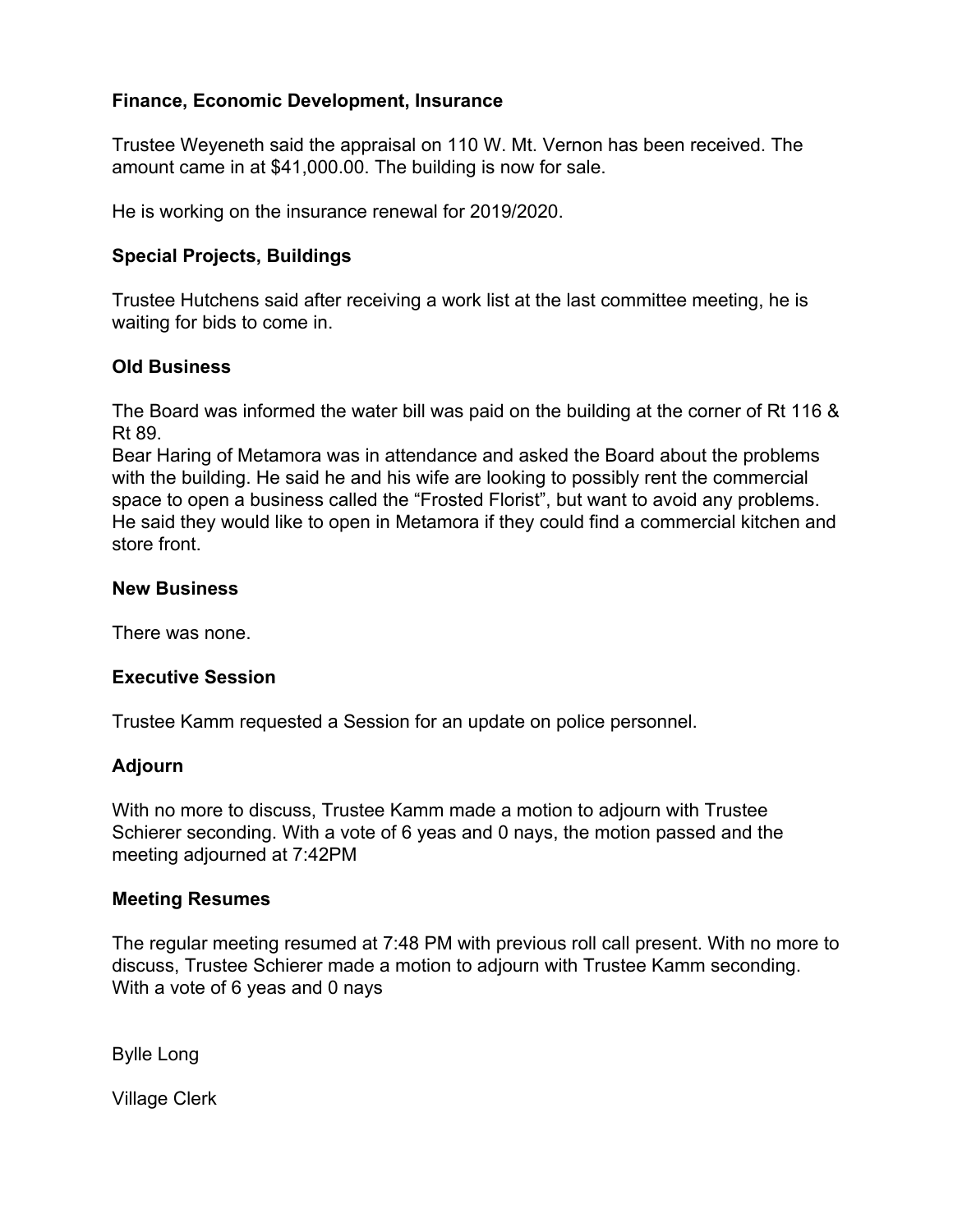**Finance, Economic Development, Insurance**

Trustee Weyeneth said the appraisal on 110 W. Mt. Vernon has been received. The amount came in at $41,000.00. The building is now for sale.

He is working on the insurance renewal for 2019/2020.

**Special Projects, Buildings**

Trustee Hutchens said after receiving a work list at the last committee meeting, he is waiting for bids to come in.

**Old Business**

The Board was informed the water bill was paid on the building at the corner of Rt 116 & Rt 89.
Bear Haring of Metamora was in attendance and asked the Board about the problems with the building. He said he and his wife are looking to possibly rent the commercial space to open a business called the "Frosted Florist", but want to avoid any problems. He said they would like to open in Metamora if they could find a commercial kitchen and store front.

**New Business**

There was none.

**Executive Session**

Trustee Kamm requested a Session for an update on police personnel.

**Adjourn**

With no more to discuss, Trustee Kamm made a motion to adjourn with Trustee Schierer seconding. With a vote of 6 yeas and 0 nays, the motion passed and the meeting adjourned at 7:42PM

**Meeting Resumes**

The regular meeting resumed at 7:48 PM with previous roll call present. With no more to discuss, Trustee Schierer made a motion to adjourn with Trustee Kamm seconding. With a vote of 6 yeas and 0 nays

Bylle Long

Village Clerk